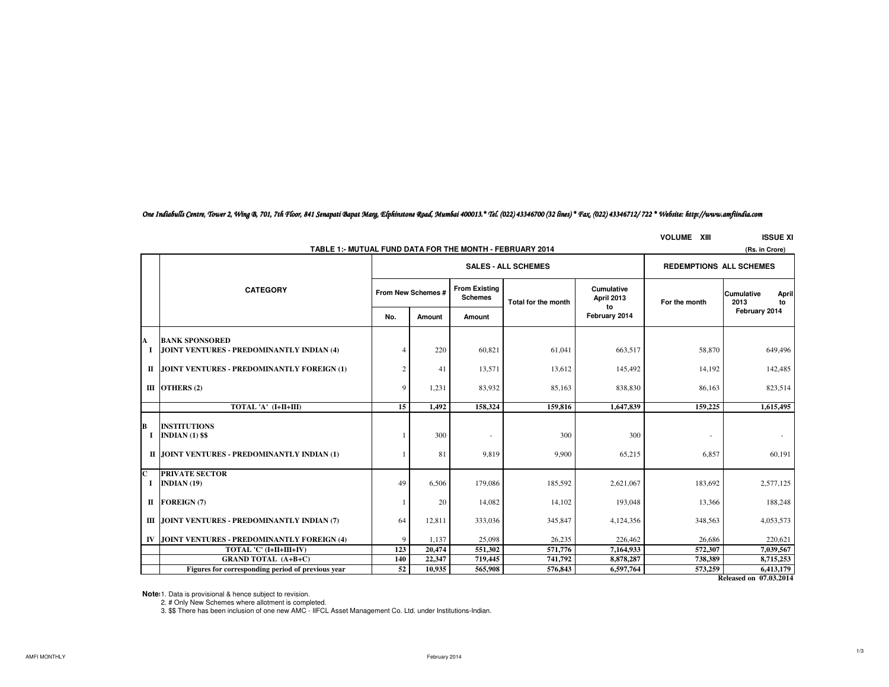*One Indiabulls Centre, Tower 2, Wing B, 701, 7th Floor, 841 Senapati Bapat Marg, Elphinstone Road, Mumbai 400013.* Tel. (022) 43346700 (32 lines) * Fax. (022) 43346712/ 722 * Website: http://www.amfiindia.com*

VOLUME XIII ISSUE XI

## TABLE 1:- MUTUAL FUND DATA FOR THE MONTH - FEBRUARY 2014

(Rs. in Crore)

| | CATEGORY | SALES - ALL SCHEMES | | | | | REDEMPTIONS ALL SCHEMES | |
|---|---|---|---|---|---|---|---|---|
| | | From New Schemes # | | From Existing Schemes | Total for the month | Cumulative April 2013 to February 2014 | For the month | Cumulative April 2013 to February 2014 |
| | | No. | Amount | Amount | | | | |
| **A** | **BANK SPONSORED** | | | | | | | |
| **I** | **JOINT VENTURES - PREDOMINANTLY INDIAN (4)** | 4 | 220 | 60,821 | 61,041 | 663,517 | 58,870 | 649,496 |
| **II** | **JOINT VENTURES - PREDOMINANTLY FOREIGN (1)** | 2 | 41 | 13,571 | 13,612 | 145,492 | 14,192 | 142,485 |
| **III** | **OTHERS (2)** | 9 | 1,231 | 83,932 | 85,163 | 838,830 | 86,163 | 823,514 |
| | **TOTAL 'A' (I+II+III)** | **15** | **1,492** | **158,324** | **159,816** | **1,647,839** | **159,225** | **1,615,495** |
| **B** | **INSTITUTIONS** | | | | | | | |
| **I** | **INDIAN (1) $$** | 1 | 300 | - | 300 | 300 | - | - |
| **II** | **JOINT VENTURES - PREDOMINANTLY INDIAN (1)** | 1 | 81 | 9,819 | 9,900 | 65,215 | 6,857 | 60,191 |
| **C** | **PRIVATE SECTOR** | | | | | | | |
| **I** | **INDIAN (19)** | 49 | 6,506 | 179,086 | 185,592 | 2,621,067 | 183,692 | 2,577,125 |
| **II** | **FOREIGN (7)** | 1 | 20 | 14,082 | 14,102 | 193,048 | 13,366 | 188,248 |
| **III** | **JOINT VENTURES - PREDOMINANTLY INDIAN (7)** | 64 | 12,811 | 333,036 | 345,847 | 4,124,356 | 348,563 | 4,053,573 |
| **IV** | **JOINT VENTURES - PREDOMINANTLY FOREIGN (4)** | 9 | 1,137 | 25,098 | 26,235 | 226,462 | 26,686 | 220,621 |
| | **TOTAL 'C' (I+II+III+IV)** | **123** | **20,474** | **551,302** | **571,776** | **7,164,933** | **572,307** | **7,039,567** |
| | **GRAND TOTAL (A+B+C)** | **140** | **22,347** | **719,445** | **741,792** | **8,878,287** | **738,389** | **8,715,253** |
| | **Figures for corresponding period of previous year** | **52** | **10,935** | **565,908** | **576,843** | **6,597,764** | **573,259** | **6,413,179** |

**Released on 07.03.2014**

**Note:** 1. Data is provisional & hence subject to revision.

2. # Only New Schemes where allotment is completed.

3. $$ There has been inclusion of one new AMC - IIFCL Asset Management Co. Ltd. under Institutions-Indian.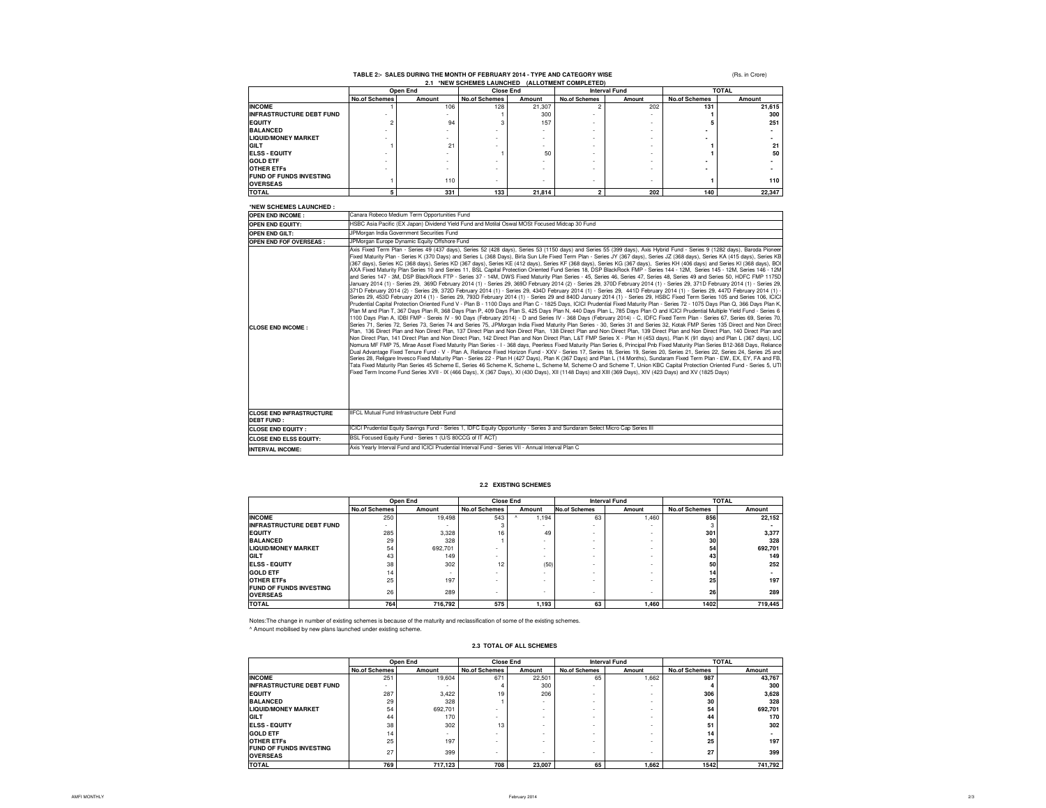## TABLE 2:- SALES DURING THE MONTH OF FEBRUARY 2014 - TYPE AND CATEGORY WISE

(Rs. in Crore)

### 2.1 *NEW SCHEMES LAUNCHED (ALLOTMENT COMPLETED)

| | Open End | | Close End | | Interval Fund | | TOTAL | |
|---|---|---|---|---|---|---|---|---|
| | No.of Schemes | Amount | No.of Schemes | Amount | No.of Schemes | Amount | No.of Schemes | Amount |
| **INCOME** | 1 | 106 | 128 | 21,307 | 2 | 202 | 131 | 21,615 |
| **INFRASTRUCTURE DEBT FUND** | - | - | 1 | 300 | - | - | 1 | 300 |
| **EQUITY** | 2 | 94 | 3 | 157 | - | - | 5 | 251 |
| **BALANCED** | - | - | - | - | - | - | - | - |
| **LIQUID/MONEY MARKET** | - | - | - | - | - | - | - | - |
| **GILT** | 1 | 21 | - | - | - | - | 1 | 21 |
| **ELSS - EQUITY** | - | - | 1 | 50 | - | - | 1 | 50 |
| **GOLD ETF** | - | - | - | - | - | - | - | - |
| **OTHER ETFs** | - | - | - | - | - | - | - | - |
| **FUND OF FUNDS INVESTING OVERSEAS** | 1 | 110 | - | - | - | - | 1 | 110 |
| **TOTAL** | 5 | 331 | 133 | 21,814 | 2 | 202 | 140 | 22,347 |

**\*NEW SCHEMES LAUNCHED :**

| | |
|---|---|
| **OPEN END INCOME :** | Canara Robeco Medium Term Opportunities Fund |
| **OPEN END EQUITY:** | HSBC Asia Pacific (EX Japan) Dividend Yield Fund and Motilal Oswal MOSt Focused Midcap 30 Fund |
| **OPEN END GILT:** | JPMorgan India Government Securities Fund |
| **OPEN END FOF OVERSEAS :** | JPMorgan Europe Dynamic Equity Offshore Fund |
| **CLOSE END INCOME :** | Axis Fixed Term Plan - Series 49 (437 days), Series 52 (428 days), Series 53 (1150 days) and Series 55 (399 days), Axis Hybrid Fund - Series 9 (1282 days), Baroda Pioneer Fixed Maturity Plan - Series K (370 Days) and Series L (368 Days), Birla Sun Life Fixed Term Plan - Series JY (367 days), Series JZ (368 days), Series KA (415 days), Series KB (367 days), Series KC (368 days), Series KD (367 days), Series KE (412 days), Series KF (368 days), Series KG (367 days), Series KH (406 days) and Series KI (368 days), BOI AXA Fixed Maturity Plan Series 10 and Series 11, BSL Capital Protection Oriented Fund Series 18, DSP BlackRock FMP - Series 144 - 12M, Series 145 - 12M, Series 146 - 12M and Series 147 - 3M, DSP BlackRock FTP - Series 37 - 14M, DWS Fixed Maturity Plan Series - 45, Series 46, Series 47, Series 48, Series 49 and Series 50, HDFC FMP 1175D January 2014 (1) - Series 29, 369D February 2014 (1) - Series 29, 369D February 2014 (2) - Series 29, 370D February 2014 (1) - Series 29, 371D February 2014 (1) - Series 29, 371D February 2014 (2) - Series 29, 372D February 2014 (1) - Series 29, 434D February 2014 (1) - Series 29, 441D February 2014 (1) - Series 29, 447D February 2014 (1) - Series 29, 453D February 2014 (1) - Series 29, 793D February 2014 (1) - Series 29 and 840D January 2014 (1) - Series 29, HSBC Fixed Term Series 105 and Series 106, ICICI Prudential Capital Protection Oriented Fund V - Plan B - 1100 Days and Plan C - 1825 Days, ICICI Prudential Fixed Maturity Plan - Series 72 - 1075 Days Plan Q, 366 Days Plan K, Plan M and Plan T, 367 Days Plan R, 368 Days Plan P, 409 Days Plan S, 425 Days Plan N, 440 Days Plan L, 785 Days Plan O and ICICI Prudential Multiple Yield Fund - Series 6 - 1100 Days Plan A, IDBI FMP - Sereis IV - 90 Days (February 2014) - D and Series IV - 368 Days (February 2014) - C, IDFC Fixed Term Plan - Series 67, Series 69, Series 70, Series 71, Series 72, Series 73, Series 74 and Series 75, JPMorgan India Fixed Maturity Plan Series - 30, Series 31 and Series 32, Kotak FMP Series 135 Direct and Non Direct Plan, 136 Direct Plan and Non Direct Plan, 137 Direct Plan and Non Direct Plan, 138 Direct Plan and Non Direct Plan, 139 Direct Plan and Non Direct Plan, 140 Direct Plan and Non Direct Plan, 141 Direct Plan and Non Direct Plan, 142 Direct Plan and Non Direct Plan, L&T FMP Series X - Plan H (453 days), Plan K (91 days) and Plan L (367 days), LIC Nomura MF FMP 75, Mirae Asset Fixed Maturity Plan Series - I - 368 days, Peerless Fixed Maturity Plan Series 6, Principal Pnb Fixed Maturity Plan Series B12-368 Days, Reliance Dual Advantage Fixed Tenure Fund - V - Plan A, Reliance Fixed Horizon Fund - XXV - Series 17, Series 18, Series 19, Series 20, Series 21, Series 22, Series 24, Series 25 and Series 28, Religare Invesco Fixed Maturity Plan - Series 22 - Plan H (427 Days), Plan K (367 Days) and Plan L (14 Months), Sundaram Fixed Term Plan - EW, EX, EY, FA and FB, Tata Fixed Maturity Plan Series 45 Scheme E, Series 46 Scheme K, Scheme L, Scheme M, Scheme O and Scheme T, Union KBC Capital Protection Oriented Fund - Series 5, UTI Fixed Term Income Fund Series XVII - IX (466 Days), X (367 Days), XI (430 Days), XII (1148 Days) and XIII (369 Days), XIV (423 Days) and XV (1825 Days) |
| **CLOSE END INFRASTRUCTURE DEBT FUND :** | IIFCL Mutual Fund Infrastructure Debt Fund |
| **CLOSE END EQUITY :** | ICICI Prudential Equity Savings Fund - Series 1, IDFC Equity Opportunity - Series 3 and Sundaram Select Micro Cap Series III |
| **CLOSE END ELSS EQUITY:** | BSL Focused Equity Fund - Series 1 (U/S 80CCG of IT ACT) |
| **INTERVAL INCOME:** | Axis Yearly Interval Fund and ICICI Prudential Interval Fund - Series VII - Annual Interval Plan C |

### 2.2 EXISTING SCHEMES

| | Open End | | Close End | | Interval Fund | | TOTAL | |
|---|---|---|---|---|---|---|---|---|
| | No.of Schemes | Amount | No.of Schemes | Amount | No.of Schemes | Amount | No.of Schemes | Amount |
| **INCOME** | 250 | 19,498 | 543 | ^ 1,194 | 63 | 1,460 | 856 | 22,152 |
| **INFRASTRUCTURE DEBT FUND** | - | - | 3 | - | - | - | 3 | - |
| **EQUITY** | 285 | 3,328 | 16 | 49 | - | - | 301 | 3,377 |
| **BALANCED** | 29 | 328 | 1 | - | - | - | 30 | 328 |
| **LIQUID/MONEY MARKET** | 54 | 692,701 | - | - | - | - | 54 | 692,701 |
| **GILT** | 43 | 149 | - | - | - | - | 43 | 149 |
| **ELSS - EQUITY** | 38 | 302 | 12 | (50) | - | - | 50 | 252 |
| **GOLD ETF** | 14 | - | - | - | - | - | 14 | - |
| **OTHER ETFs** | 25 | 197 | - | - | - | - | 25 | 197 |
| **FUND OF FUNDS INVESTING OVERSEAS** | 26 | 289 | - | - | - | - | 26 | 289 |
| **TOTAL** | 764 | 716,792 | 575 | 1,193 | 63 | 1,460 | 1402 | 719,445 |

Notes:The change in number of existing schemes is because of the maturity and reclassification of some of the existing schemes.

^ Amount mobilised by new plans launched under existing scheme.

### 2.3 TOTAL OF ALL SCHEMES

| | Open End | | Close End | | Interval Fund | | TOTAL | |
|---|---|---|---|---|---|---|---|---|
| | No.of Schemes | Amount | No.of Schemes | Amount | No.of Schemes | Amount | No.of Schemes | Amount |
| **INCOME** | 251 | 19,604 | 671 | 22,501 | 65 | 1,662 | 987 | 43,767 |
| **INFRASTRUCTURE DEBT FUND** | - | - | 4 | 300 | - | - | 4 | 300 |
| **EQUITY** | 287 | 3,422 | 19 | 206 | - | - | 306 | 3,628 |
| **BALANCED** | 29 | 328 | 1 | - | - | - | 30 | 328 |
| **LIQUID/MONEY MARKET** | 54 | 692,701 | - | - | - | - | 54 | 692,701 |
| **GILT** | 44 | 170 | - | - | - | - | 44 | 170 |
| **ELSS - EQUITY** | 38 | 302 | 13 | - | - | - | 51 | 302 |
| **GOLD ETF** | 14 | - | - | - | - | - | 14 | - |
| **OTHER ETFs** | 25 | 197 | - | - | - | - | 25 | 197 |
| **FUND OF FUNDS INVESTING OVERSEAS** | 27 | 399 | - | - | - | - | 27 | 399 |
| **TOTAL** | 769 | 717,123 | 708 | 23,007 | 65 | 1,662 | 1542 | 741,792 |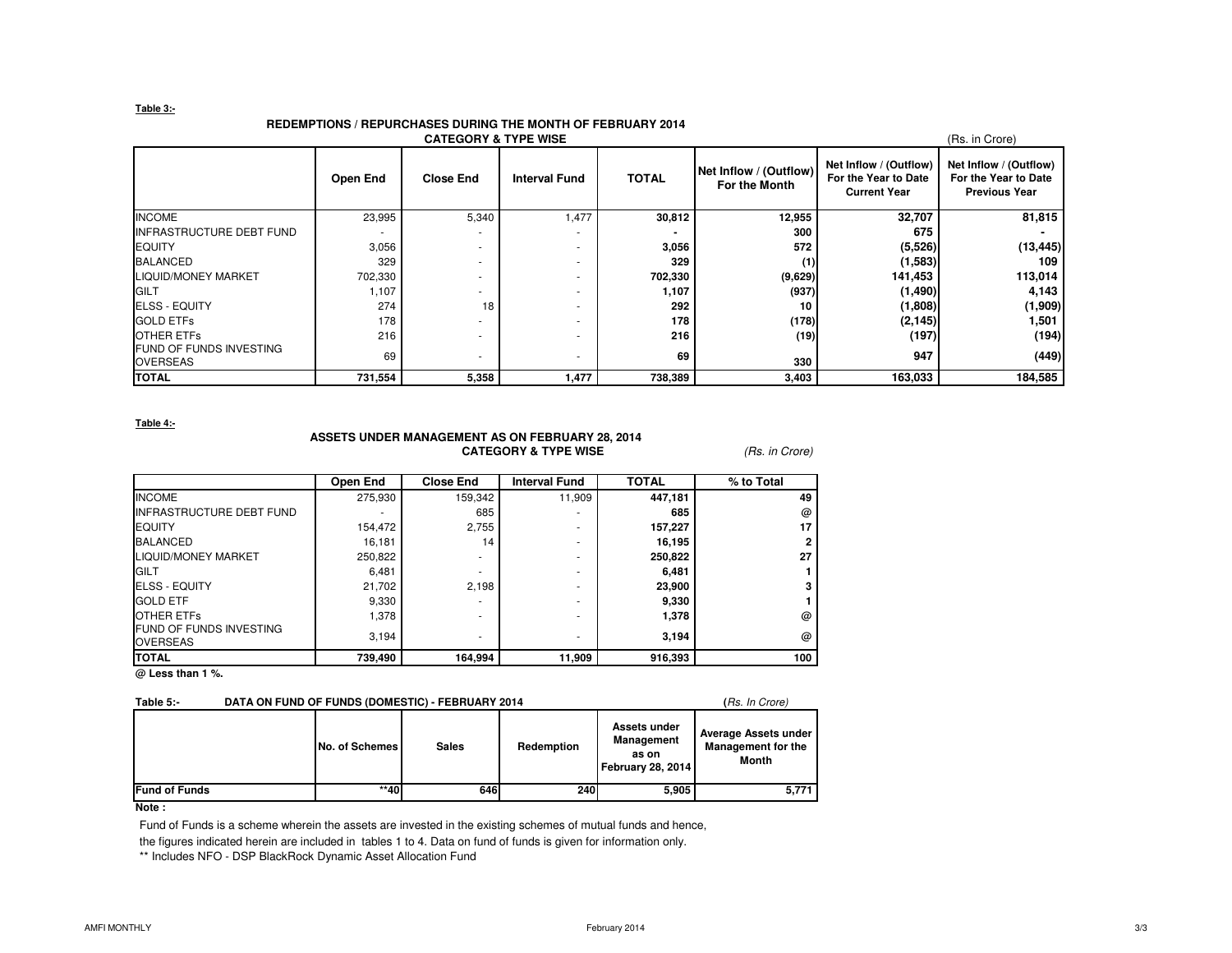**Table 3:-**

**REDEMPTIONS / REPURCHASES DURING THE MONTH OF FEBRUARY 2014**
**CATEGORY & TYPE WISE**

(Rs. in Crore)

| | Open End | Close End | Interval Fund | TOTAL | Net Inflow / (Outflow) For the Month | Net Inflow / (Outflow) For the Year to Date Current Year | Net Inflow / (Outflow) For the Year to Date Previous Year |
|---|---|---|---|---|---|---|---|
| INCOME | 23,995 | 5,340 | 1,477 | **30,812** | **12,955** | **32,707** | **81,815** |
| INFRASTRUCTURE DEBT FUND | - | - | - | **-** | **300** | **675** | **-** |
| EQUITY | 3,056 | - | - | **3,056** | **572** | **(5,526)** | **(13,445)** |
| BALANCED | 329 | - | - | **329** | **(1)** | **(1,583)** | **109** |
| LIQUID/MONEY MARKET | 702,330 | - | - | **702,330** | **(9,629)** | **141,453** | **113,014** |
| GILT | 1,107 | - | - | **1,107** | **(937)** | **(1,490)** | **4,143** |
| ELSS - EQUITY | 274 | 18 | - | **292** | **10** | **(1,808)** | **(1,909)** |
| GOLD ETFs | 178 | - | - | **178** | **(178)** | **(2,145)** | **1,501** |
| OTHER ETFs | 216 | - | - | **216** | **(19)** | **(197)** | **(194)** |
| FUND OF FUNDS INVESTING OVERSEAS | 69 | - | - | **69** | **330** | **947** | **(449)** |
| **TOTAL** | **731,554** | **5,358** | **1,477** | **738,389** | **3,403** | **163,033** | **184,585** |

**Table 4:-**

**ASSETS UNDER MANAGEMENT AS ON FEBRUARY 28, 2014**
**CATEGORY & TYPE WISE**

*(Rs. in Crore)*

| | Open End | Close End | Interval Fund | TOTAL | % to Total |
|---|---|---|---|---|---|
| INCOME | 275,930 | 159,342 | 11,909 | **447,181** | **49** |
| INFRASTRUCTURE DEBT FUND | - | 685 | - | **685** | **@** |
| EQUITY | 154,472 | 2,755 | - | **157,227** | **17** |
| BALANCED | 16,181 | 14 | - | **16,195** | **2** |
| LIQUID/MONEY MARKET | 250,822 | - | - | **250,822** | **27** |
| GILT | 6,481 | - | - | **6,481** | **1** |
| ELSS - EQUITY | 21,702 | 2,198 | - | **23,900** | **3** |
| GOLD ETF | 9,330 | - | - | **9,330** | **1** |
| OTHER ETFs | 1,378 | - | - | **1,378** | **@** |
| FUND OF FUNDS INVESTING OVERSEAS | 3,194 | - | - | **3,194** | **@** |
| **TOTAL** | **739,490** | **164,994** | **11,909** | **916,393** | **100** |

**@ Less than 1 %.**

**Table 5:- DATA ON FUND OF FUNDS (DOMESTIC) - FEBRUARY 2014**

**(***Rs. In Crore)*

| | No. of Schemes | Sales | Redemption | Assets under Management as on February 28, 2014 | Average Assets under Management for the Month |
|---|---|---|---|---|---|
| **Fund of Funds** | **\*\*40** | **646** | **240** | **5,905** | **5,771** |

**Note :**

Fund of Funds is a scheme wherein the assets are invested in the existing schemes of mutual funds and hence, the figures indicated herein are included in tables 1 to 4. Data on fund of funds is given for information only.

** Includes NFO - DSP BlackRock Dynamic Asset Allocation Fund